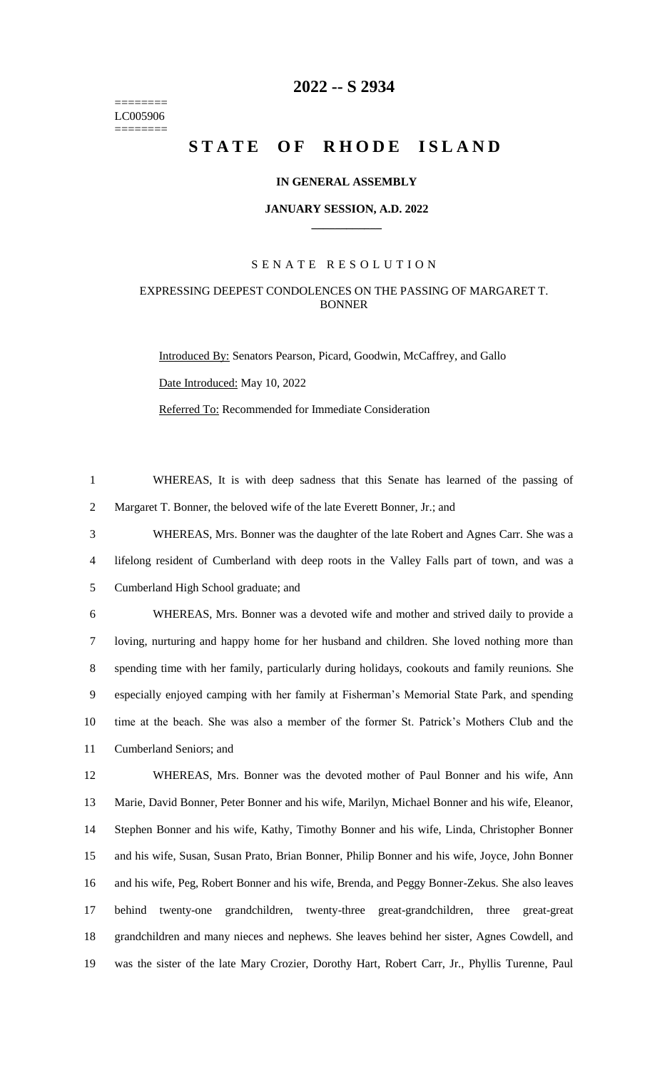# 2022 -- S 2934

========
LC005906
========

# STATE OF RHODE ISLAND

## IN GENERAL ASSEMBLY

## JANUARY SESSION, A.D. 2022

---

### SENATE RESOLUTION

### EXPRESSING DEEPEST CONDOLENCES ON THE PASSING OF MARGARET T. BONNER

Introduced By: Senators Pearson, Picard, Goodwin, McCaffrey, and Gallo

Date Introduced: May 10, 2022

Referred To: Recommended for Immediate Consideration

1 WHEREAS, It is with deep sadness that this Senate has learned of the passing of
2 Margaret T. Bonner, the beloved wife of the late Everett Bonner, Jr.; and

3 WHEREAS, Mrs. Bonner was the daughter of the late Robert and Agnes Carr. She was a
4 lifelong resident of Cumberland with deep roots in the Valley Falls part of town, and was a
5 Cumberland High School graduate; and

6 WHEREAS, Mrs. Bonner was a devoted wife and mother and strived daily to provide a
7 loving, nurturing and happy home for her husband and children. She loved nothing more than
8 spending time with her family, particularly during holidays, cookouts and family reunions. She
9 especially enjoyed camping with her family at Fisherman's Memorial State Park, and spending
10 time at the beach. She was also a member of the former St. Patrick's Mothers Club and the
11 Cumberland Seniors; and

12 WHEREAS, Mrs. Bonner was the devoted mother of Paul Bonner and his wife, Ann
13 Marie, David Bonner, Peter Bonner and his wife, Marilyn, Michael Bonner and his wife, Eleanor,
14 Stephen Bonner and his wife, Kathy, Timothy Bonner and his wife, Linda, Christopher Bonner
15 and his wife, Susan, Susan Prato, Brian Bonner, Philip Bonner and his wife, Joyce, John Bonner
16 and his wife, Peg, Robert Bonner and his wife, Brenda, and Peggy Bonner-Zekus. She also leaves
17 behind twenty-one grandchildren, twenty-three great-grandchildren, three great-great
18 grandchildren and many nieces and nephews. She leaves behind her sister, Agnes Cowdell, and
19 was the sister of the late Mary Crozier, Dorothy Hart, Robert Carr, Jr., Phyllis Turenne, Paul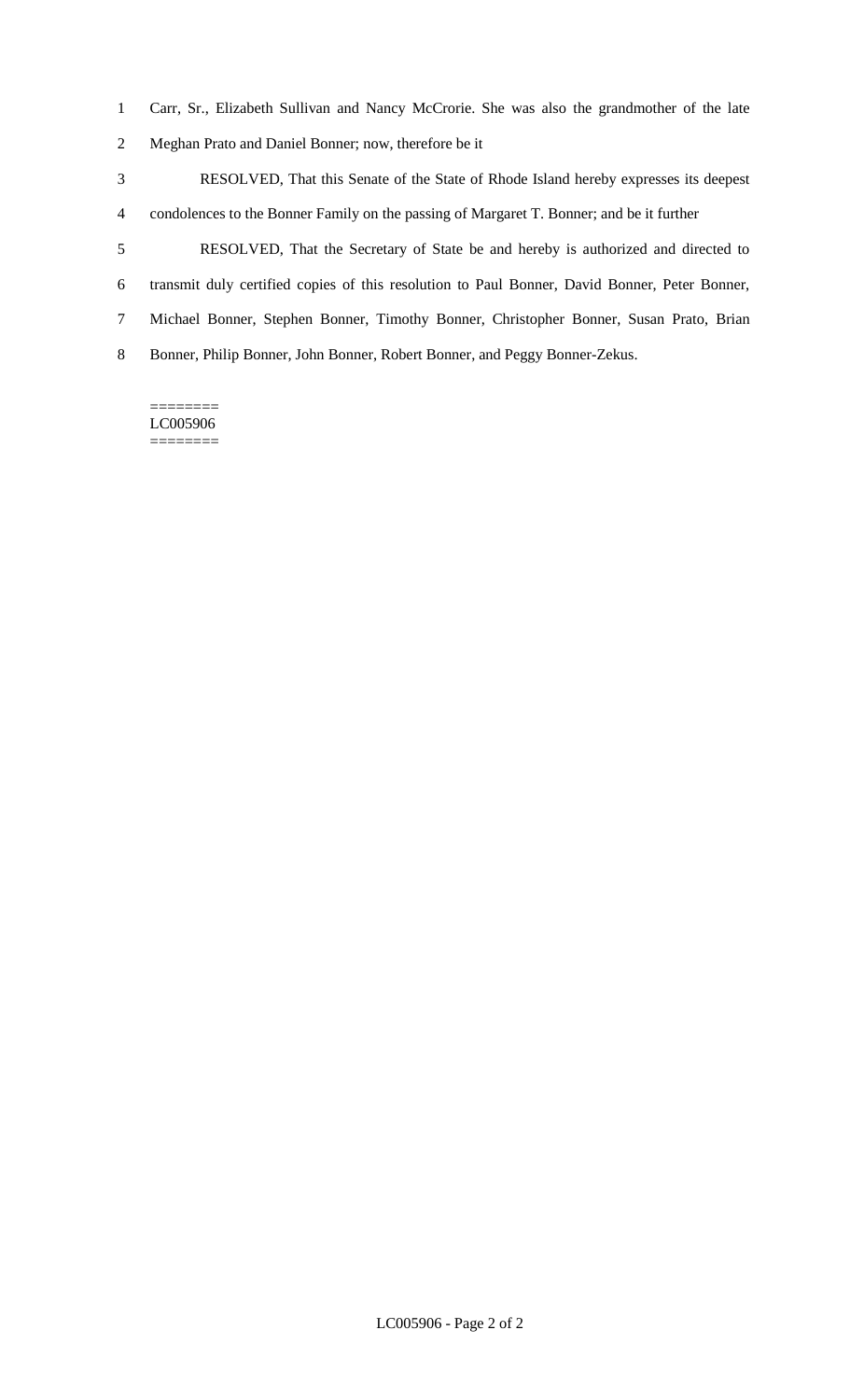Carr, Sr., Elizabeth Sullivan and Nancy McCrorie. She was also the grandmother of the late Meghan Prato and Daniel Bonner; now, therefore be it

RESOLVED, That this Senate of the State of Rhode Island hereby expresses its deepest condolences to the Bonner Family on the passing of Margaret T. Bonner; and be it further

RESOLVED, That the Secretary of State be and hereby is authorized and directed to transmit duly certified copies of this resolution to Paul Bonner, David Bonner, Peter Bonner, Michael Bonner, Stephen Bonner, Timothy Bonner, Christopher Bonner, Susan Prato, Brian Bonner, Philip Bonner, John Bonner, Robert Bonner, and Peggy Bonner-Zekus.

========
LC005906
========